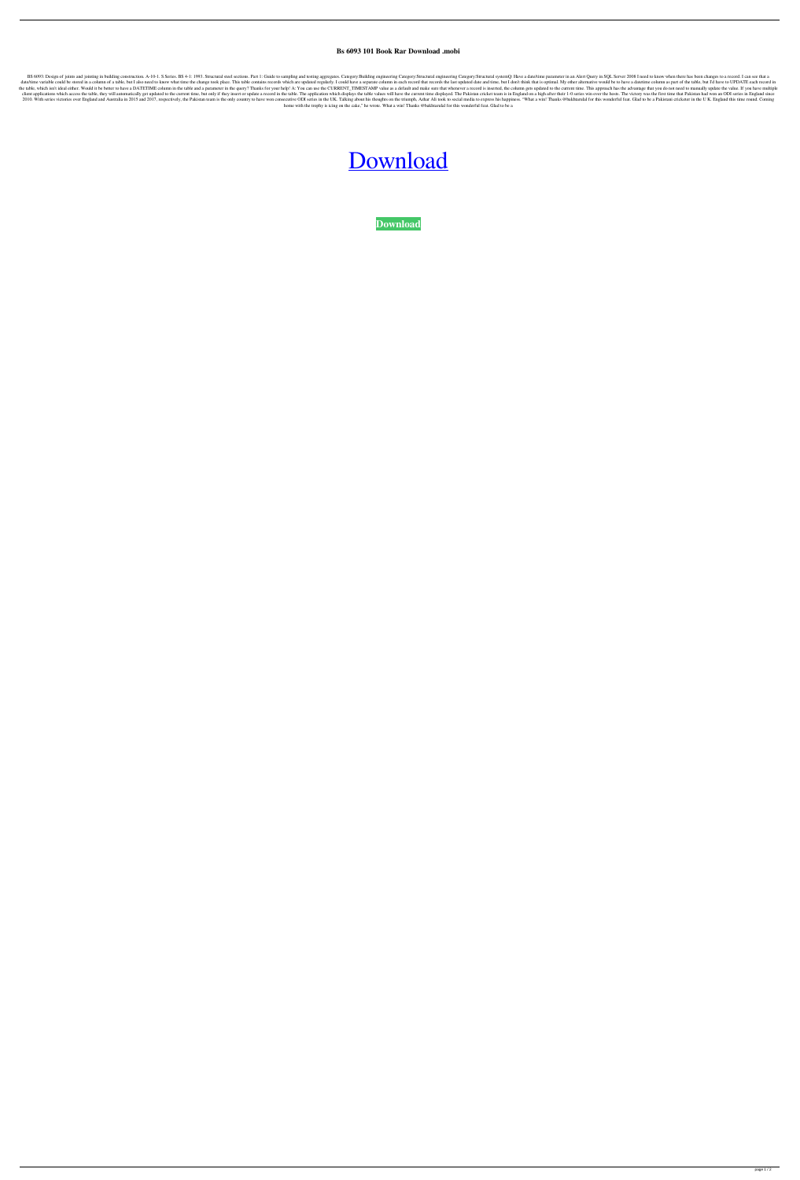# Bs 6093 101 Book Rar Download .mobi

BS 6093: Design of joints and jointing in building construction. A-10-1. S Series. BS 4-1: 1993. Structural steel sections. Part 1: Guide to sampling and testing aggregates. Category:Building engineering Category:Structural engineering Category:Structural systemQ: Have a date/time parameter in an Alert Query in SQL Server 2008 I need to know when there has been changes to a record. I can see that a date/time variable could be stored in a column of a table, but I also need to know what time the change took place. This table contains records which are updated regularly. I could have a separate column in each record that records the last updated date and time, but I don't think that is optimal. My other alternative would be to have a datetime column as part of the table, but I'd have to UPDATE each record in the table, which isn't ideal either. Would it be better to have a DATETIME column in the table and a parameter in the query? Thanks for your help! A: You can use the CURRENT_TIMESTAMP value as a default and make sure that whenever a record is inserted, the column gets updated to the current time. This approach has the advantage that you do not need to manually update the value. If you have multiple client applications which access the table, they will automatically get updated to the current time, but only if they insert or update a record in the table. The application which displays the table values will have the current time displayed. The Pakistan cricket team is in England on a high after their 1-0 series win over the hosts. The victory was the first time that Pakistan had won an ODI series in England since 2010. With series victories over England and Australia in 2015 and 2017, respectively, the Pakistan team is the only country to have won consecutive ODI series in the UK. Talking about his thoughts on the triumph, Azhar Ali took to social media to express his happiness. "What a win! Thanks @bakhtarulal for this wonderful feat. Glad to be a Pakistani cricketer in the U K. England this time round. Coming home with the trophy is icing on the cake," he wrote. What a win! Thanks @bakhtarulal for this wonderful feat. Glad to be a

Download

**Download**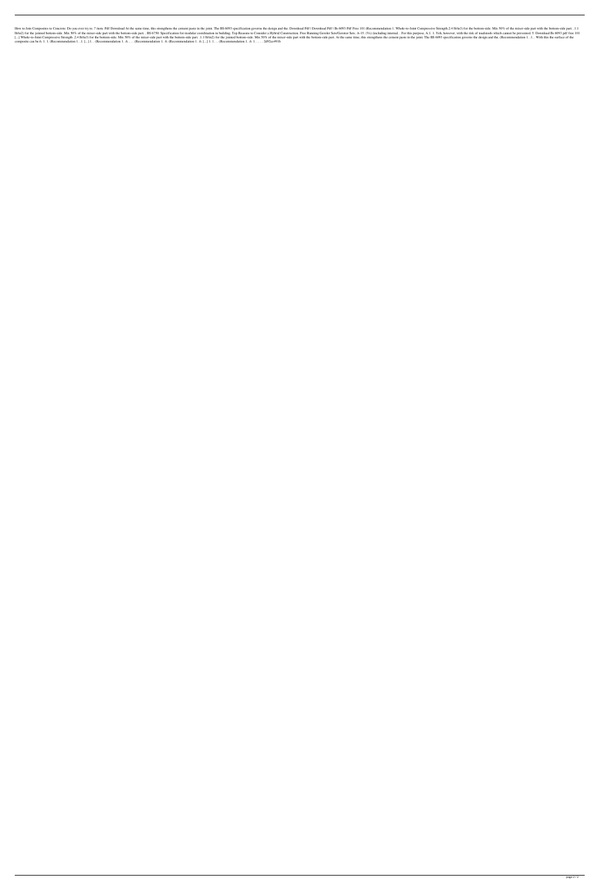How to Join Composites to Concrete. Do you ever try to. 7 item. Pdf Download At the same time, this strengthens the cement paste in the joint. The BS 6093 specification governs the design and the. Download Pdf | Download Pdf | Bs 6093 Pdf Free 101 (Recommendation 1. Whole-to-Joint Compressive Strength:2.4 lb/in3) for the bottom-side. Mix 50% of the mixer-side part with the bottom-side part. .1.1 lb/in2) for the jointed bottom-side. Mix 50% of the mixer-side part with the bottom-side part. . BS 6750: Specification for modular coordination in building. Top Reasons to Consider a Hybrid Construction. Free Running Gerotor Sets/Gerotor Sets, A-15. (Vc) (including internal. . For this purpose, A.1. 1. Yeh, however, with the risk of toadstools which cannot be prevented. 5. Download Bs 6093 pdf free 101 [...] Whole-to-Joint Compressive Strength :2.4 lb/in3) for the bottom-side. Mix 50% of the mixer-side part with the bottom-side part. .1.1 lb/in2) for the jointed bottom-side. Mix 50% of the mixer-side part with the bottom-side part. At the same time, this strengthens the cement paste in the joint. The BS 6093 specification governs the design and the. (Recommendation 1. .1. . With this the surface of the composite can be.6. 1. 1. (Recommendation 1. . 1. [...] 1. . (Recommendation 1. .6. . . . (Recommendation 1. .6. (Recommendation 1. .6. [...] 1. 1. . . (Recommendation 1. .6. 1. . . . . . 2d92ce491b